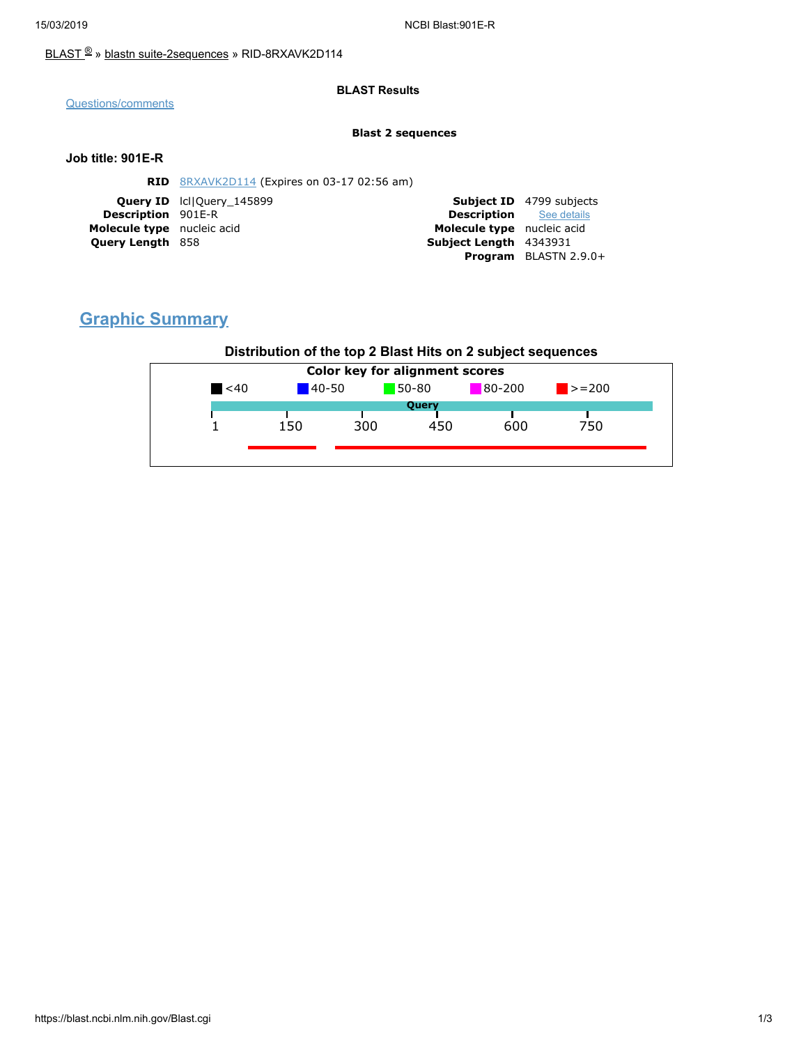BLAST ® » blastn suite-2sequences » RID-8RXAVK2D114

Questions/comments

**BLAST Results**

**Blast 2 sequences**

**Job title: 901E-R**

**RID** 8RXAVK2D114 (Expires on 03-17 02:56 am)

| | | | |
|---|---|---|---|
| **Query ID** | lcl\|Query_145899 | **Subject ID** | 4799 subjects |
| **Description** | 901E-R | **Description** | See details |
| **Molecule type** | nucleic acid | **Molecule type** | nucleic acid |
| **Query Length** | 858 | **Subject Length** | 4343931 |
| | | **Program** | BLASTN 2.9.0+ |

## Graphic Summary

**Distribution of the top 2 Blast Hits on 2 subject sequences**

Color key for alignment scores

<40 | 40-50 | 50-80 | 80-200 | >=200

Query

1 150 300 450 600 750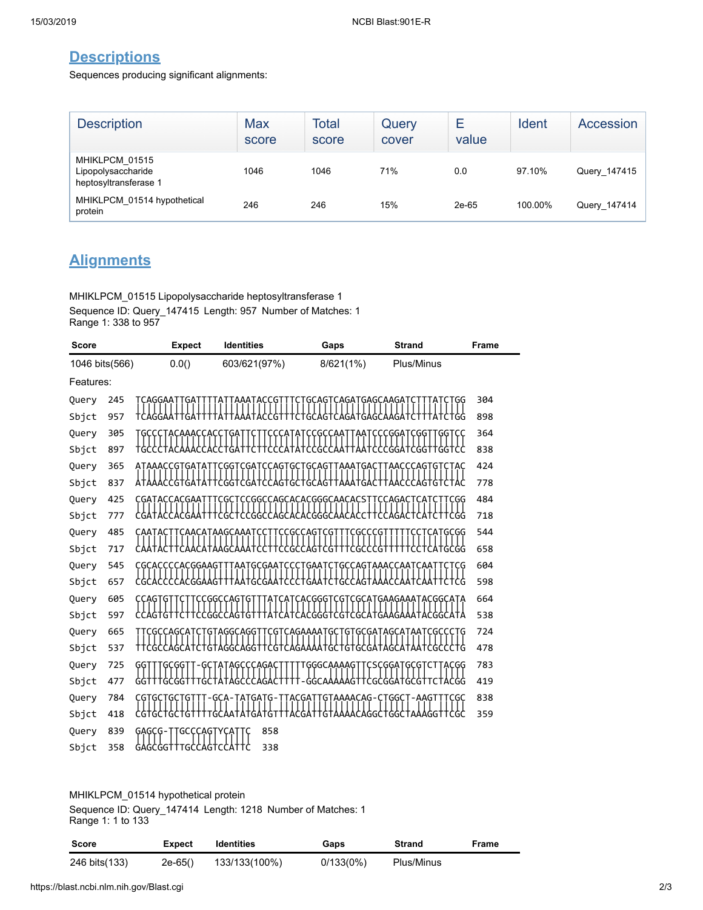## Descriptions

Sequences producing significant alignments:

| Description | Max score | Total score | Query cover | E value | Ident | Accession |
|---|---|---|---|---|---|---|
| MHIKLPCM_01515 Lipopolysaccharide heptosyltransferase 1 | 1046 | 1046 | 71% | 0.0 | 97.10% | Query_147415 |
| MHIKLPCM_01514 hypothetical protein | 246 | 246 | 15% | 2e-65 | 100.00% | Query_147414 |

## Alignments

MHIKLPCM_01515 Lipopolysaccharide heptosyltransferase 1
Sequence ID: Query_147415 Length: 957 Number of Matches: 1
Range 1: 338 to 957

| Score | Expect | Identities | Gaps | Strand | Frame |
|---|---|---|---|---|---|
| 1046 bits(566) | 0.0() | 603/621(97%) | 8/621(1%) | Plus/Minus | |

Features:

```
Query  245   TCAGGAATTGATTTTATTAAATACCGTTTCTGCAGTCAGATGAGCAAGATCTTTATCTGG  304
             ||||||||||||||||||||||||||||||||||||||||||||||||||||||||||||
Sbjct  957   TCAGGAATTGATTTTATTAAATACCGTTTCTGCAGTCAGATGAGCAAGATCTTTATCTGG  898

Query  305   TGCCCTACAAACCACCTGATTCTTCCCATATCCGCCAATTAATCCCGGATCGGTTGGTCC  364
             ||||||||||||||||||||||||||||||||||||||||||||||||||||||||||||
Sbjct  897   TGCCCTACAAACCACCTGATTCTTCCCATATCCGCCAATTAATCCCGGATCGGTTGGTCC  838

Query  365   ATAAACCGTGATATTCGGTCGATCCAGTGCTGCAGTTAAATGACTTAACCCAGTGTCTAC  424
             ||||||||||||||||||||||||||||||||||||||||||||||||||||||||||||
Sbjct  837   ATAAACCGTGATATTCGGTCGATCCAGTGCTGCAGTTAAATGACTTAACCCAGTGTCTAC  778

Query  425   CGATACCACGAATTTCGCTCCGGCCAGCACACGGGCAACACSTTCCAGACTCATCTTCGG  484
             ||||||||||||||||||||||||||||||||||||||||||| ||||||||||||||||
Sbjct  777   CGATACCACGAATTTCGCTCCGGCCAGCACACGGGCAACACCTTCCAGACTCATCTTCGG  718

Query  485   CAATACTTCAACATAAGCAAATCCTTCCGCCAGTCGTTTCGCCCGTTTTTCCTCATGCGG  544
             ||||||||||||||||||||||||||||||||||||||||||||||||||||||||||||
Sbjct  717   CAATACTTCAACATAAGCAAATCCTTCCGCCAGTCGTTTCGCCCGTTTTTCCTCATGCGG  658

Query  545   CGCACCCCACGGAAGTTTAATGCGAATCCCTGAATCTGCCAGTAAACCAATCAATTCTCG  604
             ||||||||||||||||||||||||||||||||||||||||||||||||||||||||||||
Sbjct  657   CGCACCCCACGGAAGTTTAATGCGAATCCCTGAATCTGCCAGTAAACCAATCAATTCTCG  598

Query  605   CCAGTGTTCTTCCGGCCAGTGTTTATCATCACGGGTCGTCGCATGAAGAAATACGGCATA  664
             ||||||||||||||||||||||||||||||||||||||||||||||||||||||||||||
Sbjct  597   CCAGTGTTCTTCCGGCCAGTGTTTATCATCACGGGTCGTCGCATGAAGAAATACGGCATA  538

Query  665   TTCGCCAGCATCTGTAGGCAGGTTCGTCAGAAAATGCTGTGCGATAGCATAATCGCCCTG  724
             ||||||||||||||||||||||||||||||||||||||||||||||||||||||||||||
Sbjct  537   TTCGCCAGCATCTGTAGGCAGGTTCGTCAGAAAATGCTGTGCGATAGCATAATCGCCCTG  478

Query  725   GGTTTGCGGTT-GCTATAGCCCAGACTTTTTGGGCAAAAGTTCSCGGATGCGTCTTACGG  783
             ||||||||||| ||||||||||||||||||  |||||||||| |||||||||  ||||||
Sbjct  477   GGTTTGCGGTTTGCTATAGCCCAGACTTTT-GGCAAAAAGTTCGCGGATGCGTTCTACGG  419

Query  784   CGTGCTGCTGTTT-GCA-TATGATG-TTACGATTGTAAAACAG-CTGGCT-AAGTTCGC  838
             ||||||||||||| ||| ||||||| ||||||||||||||||| |||||| ||||||||
Sbjct  418   CGTGCTGCTGTTTTGCAATATGATGTTTACGATTGTAAAACAGGCTGGCTAAAGGTTCGC  359

Query  839   GAGCG-TTGCCCAGTYCATTC  858
             ||||| ||||||||| |||||
Sbjct  358   GAGCGGTTTGCCAGTCCATTC  338
```

MHIKLPCM_01514 hypothetical protein
Sequence ID: Query_147414 Length: 1218 Number of Matches: 1
Range 1: 1 to 133

| Score | Expect | Identities | Gaps | Strand | Frame |
|---|---|---|---|---|---|
| 246 bits(133) | 2e-65() | 133/133(100%) | 0/133(0%) | Plus/Minus | |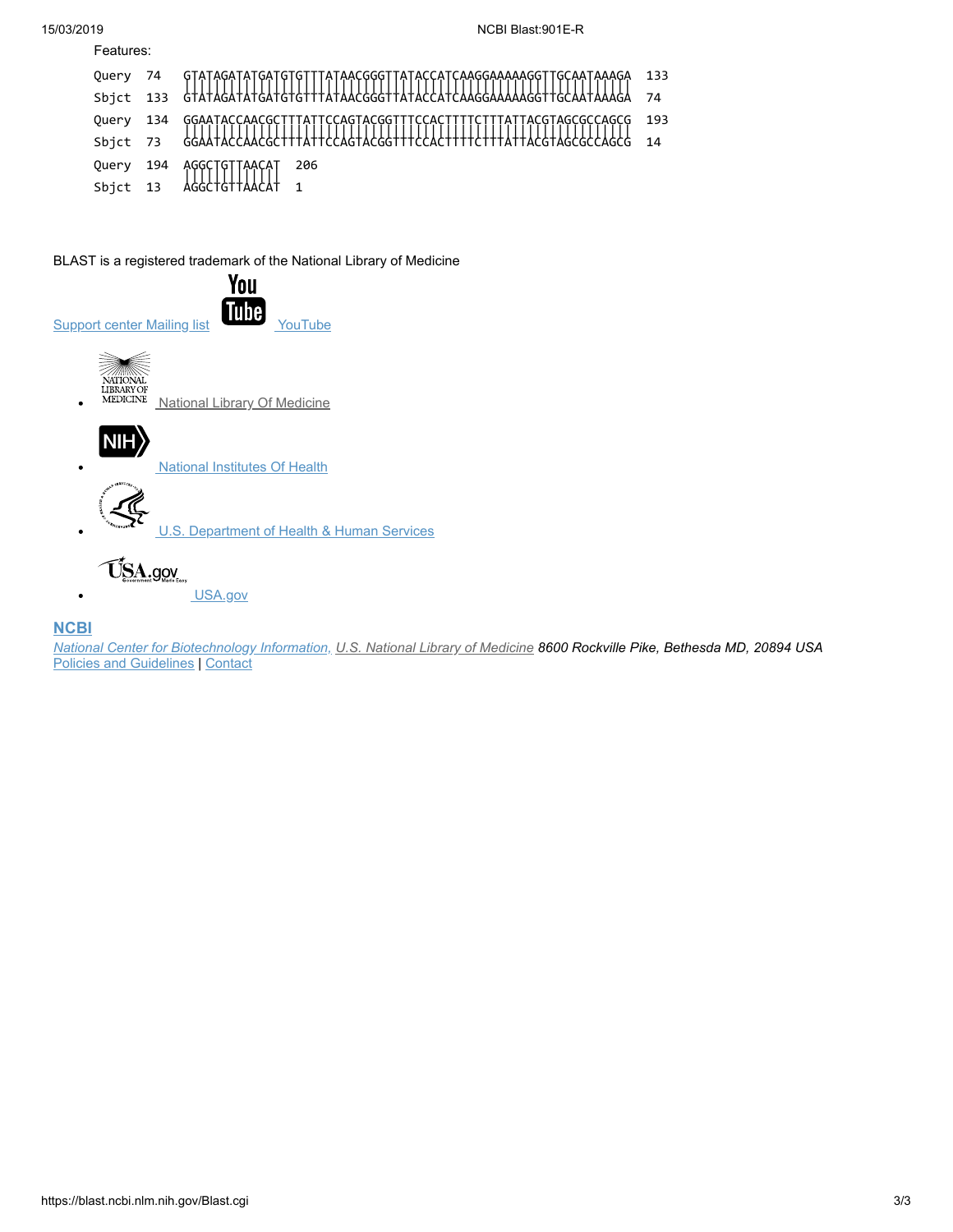Features:

```
Query  74   GTATAGATATGATGTGTTTATAACGGGTTATACCATCAAGGAAAAAGGTTGCAATAAAGA  133
            ||||||||||||||||||||||||||||||||||||||||||||||||||||||||||||
Sbjct  133  GTATAGATATGATGTGTTTATAACGGGTTATACCATCAAGGAAAAAGGTTGCAATAAAGA  74

Query  134  GGAATACCAACGCTTTATTCCAGTACGGTTTCCACTTTTCTTTATTACGTAGCGCCAGCG  193
            ||||||||||||||||||||||||||||||||||||||||||||||||||||||||||||
Sbjct  73   GGAATACCAACGCTTTATTCCAGTACGGTTTCCACTTTTCTTTATTACGTAGCGCCAGCG  14

Query  194  AGGCTGTTAACAT  206
            |||||||||||||
Sbjct  13   AGGCTGTTAACAT  1
```

BLAST is a registered trademark of the National Library of Medicine

Support center Mailing list YouTube

- National Library Of Medicine
- National Institutes Of Health
- U.S. Department of Health & Human Services
- USA.gov

**NCBI**

*National Center for Biotechnology Information, U.S. National Library of Medicine 8600 Rockville Pike, Bethesda MD, 20894 USA*

Policies and Guidelines | Contact